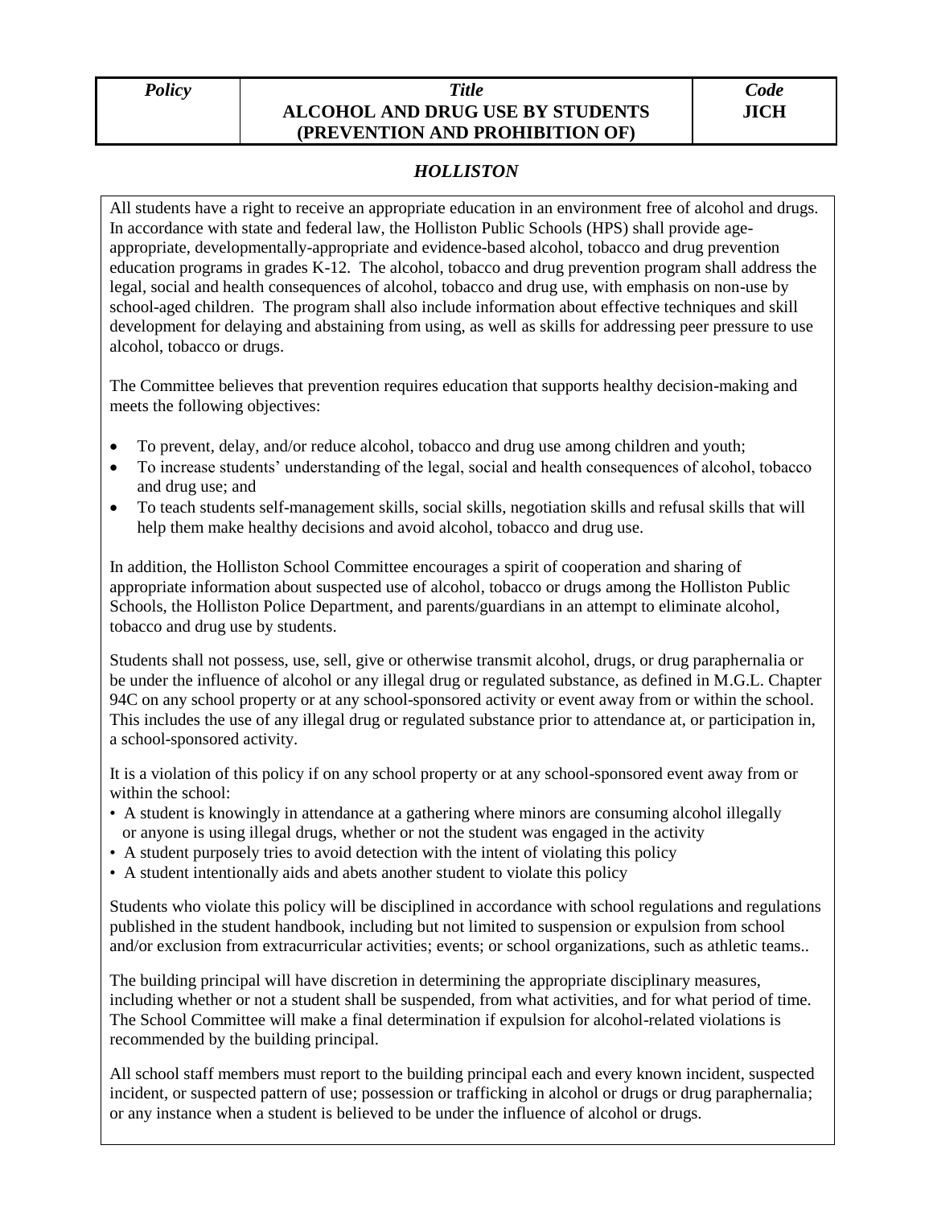| *Policy* | *Title* **ALCOHOL AND DRUG USE BY STUDENTS (PREVENTION AND PROHIBITION OF)** | *Code* **JICH** |
|---|---|---|

## *HOLLISTON*

All students have a right to receive an appropriate education in an environment free of alcohol and drugs. In accordance with state and federal law, the Holliston Public Schools (HPS) shall provide age-appropriate, developmentally-appropriate and evidence-based alcohol, tobacco and drug prevention education programs in grades K-12. The alcohol, tobacco and drug prevention program shall address the legal, social and health consequences of alcohol, tobacco and drug use, with emphasis on non-use by school-aged children. The program shall also include information about effective techniques and skill development for delaying and abstaining from using, as well as skills for addressing peer pressure to use alcohol, tobacco or drugs.

The Committee believes that prevention requires education that supports healthy decision-making and meets the following objectives:

- To prevent, delay, and/or reduce alcohol, tobacco and drug use among children and youth;
- To increase students' understanding of the legal, social and health consequences of alcohol, tobacco and drug use; and
- To teach students self-management skills, social skills, negotiation skills and refusal skills that will help them make healthy decisions and avoid alcohol, tobacco and drug use.

In addition, the Holliston School Committee encourages a spirit of cooperation and sharing of appropriate information about suspected use of alcohol, tobacco or drugs among the Holliston Public Schools, the Holliston Police Department, and parents/guardians in an attempt to eliminate alcohol, tobacco and drug use by students.

Students shall not possess, use, sell, give or otherwise transmit alcohol, drugs, or drug paraphernalia or be under the influence of alcohol or any illegal drug or regulated substance, as defined in M.G.L. Chapter 94C on any school property or at any school-sponsored activity or event away from or within the school. This includes the use of any illegal drug or regulated substance prior to attendance at, or participation in, a school-sponsored activity.

It is a violation of this policy if on any school property or at any school-sponsored event away from or within the school:

- A student is knowingly in attendance at a gathering where minors are consuming alcohol illegally or anyone is using illegal drugs, whether or not the student was engaged in the activity
- A student purposely tries to avoid detection with the intent of violating this policy
- A student intentionally aids and abets another student to violate this policy

Students who violate this policy will be disciplined in accordance with school regulations and regulations published in the student handbook, including but not limited to suspension or expulsion from school and/or exclusion from extracurricular activities; events; or school organizations, such as athletic teams..

The building principal will have discretion in determining the appropriate disciplinary measures, including whether or not a student shall be suspended, from what activities, and for what period of time. The School Committee will make a final determination if expulsion for alcohol-related violations is recommended by the building principal.

All school staff members must report to the building principal each and every known incident, suspected incident, or suspected pattern of use; possession or trafficking in alcohol or drugs or drug paraphernalia; or any instance when a student is believed to be under the influence of alcohol or drugs.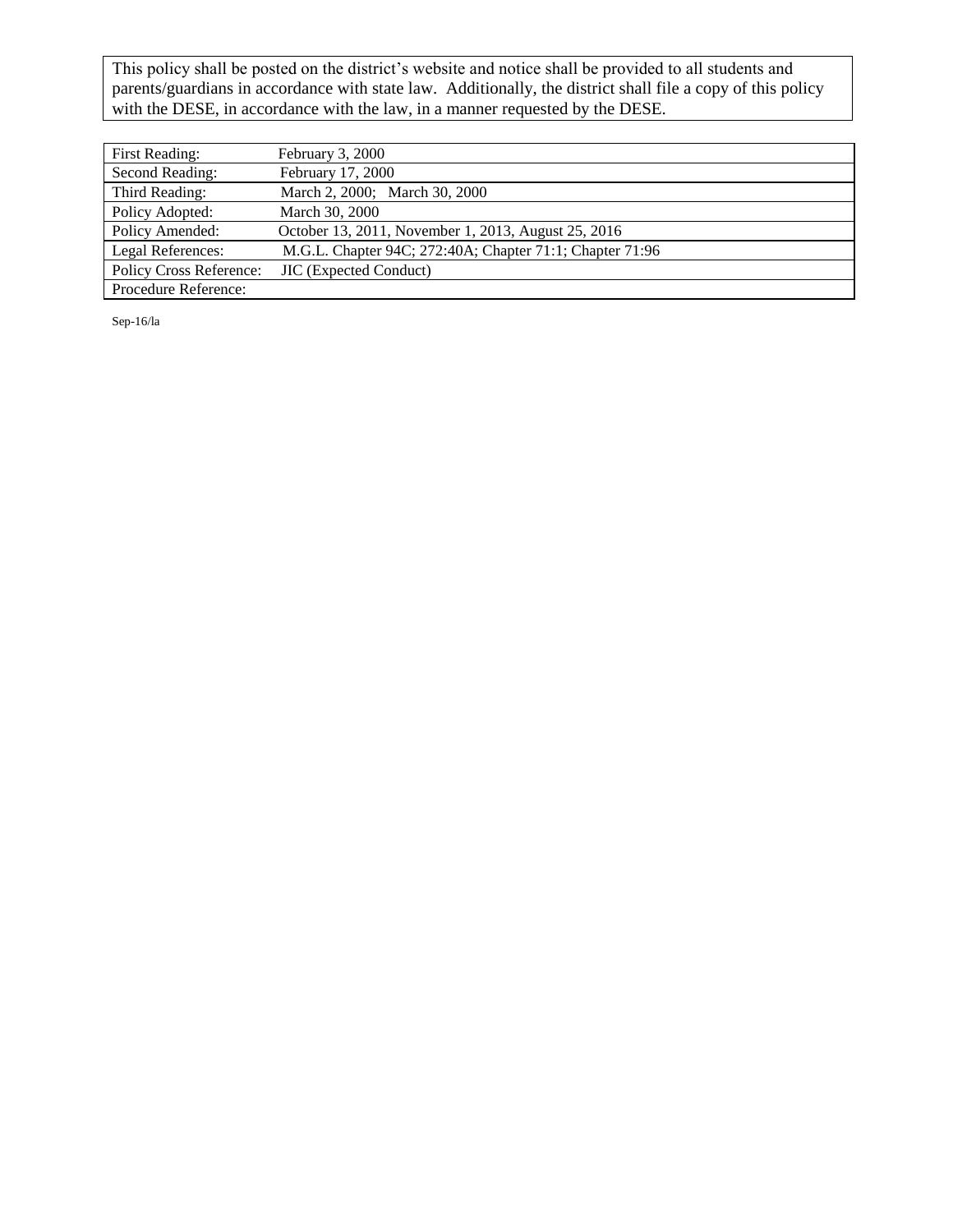This policy shall be posted on the district's website and notice shall be provided to all students and parents/guardians in accordance with state law. Additionally, the district shall file a copy of this policy with the DESE, in accordance with the law, in a manner requested by the DESE.

| | |
|---|---|
| First Reading: | February 3, 2000 |
| Second Reading: | February 17, 2000 |
| Third Reading: | March 2, 2000; March 30, 2000 |
| Policy Adopted: | March 30, 2000 |
| Policy Amended: | October 13, 2011, November 1, 2013, August 25, 2016 |
| Legal References: | M.G.L. Chapter 94C; 272:40A; Chapter 71:1; Chapter 71:96 |
| Policy Cross Reference: | JIC (Expected Conduct) |
| Procedure Reference: | |

Sep-16/la